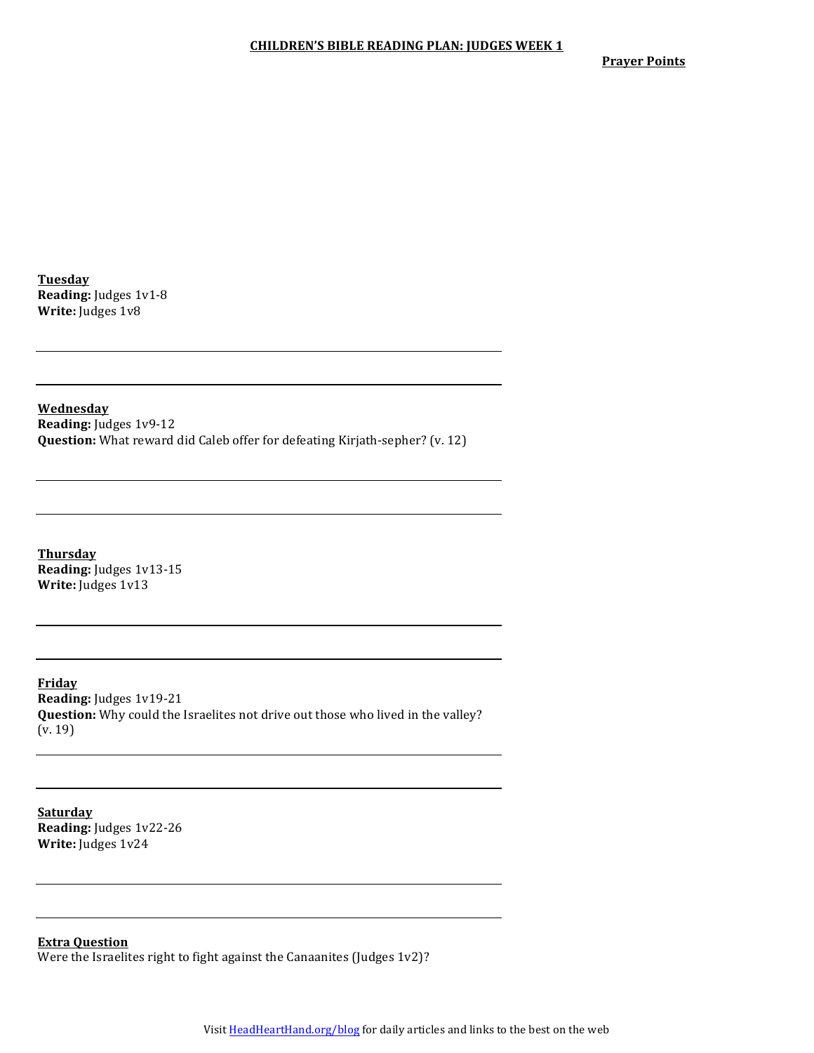# CHILDREN'S BIBLE READING PLAN: JUDGES WEEK 1

**Prayer Points**

**Tuesday**
**Reading:** Judges 1v1-8
**Write:** Judges 1v8

**Wednesday**
**Reading:** Judges 1v9-12
**Question:** What reward did Caleb offer for defeating Kirjath-sepher? (v. 12)

**Thursday**
**Reading:** Judges 1v13-15
**Write:** Judges 1v13

**Friday**
**Reading:** Judges 1v19-21
**Question:** Why could the Israelites not drive out those who lived in the valley? (v. 19)

**Saturday**
**Reading:** Judges 1v22-26
**Write:** Judges 1v24

**Extra Question**
Were the Israelites right to fight against the Canaanites (Judges 1v2)?

Visit HeadHeartHand.org/blog for daily articles and links to the best on the web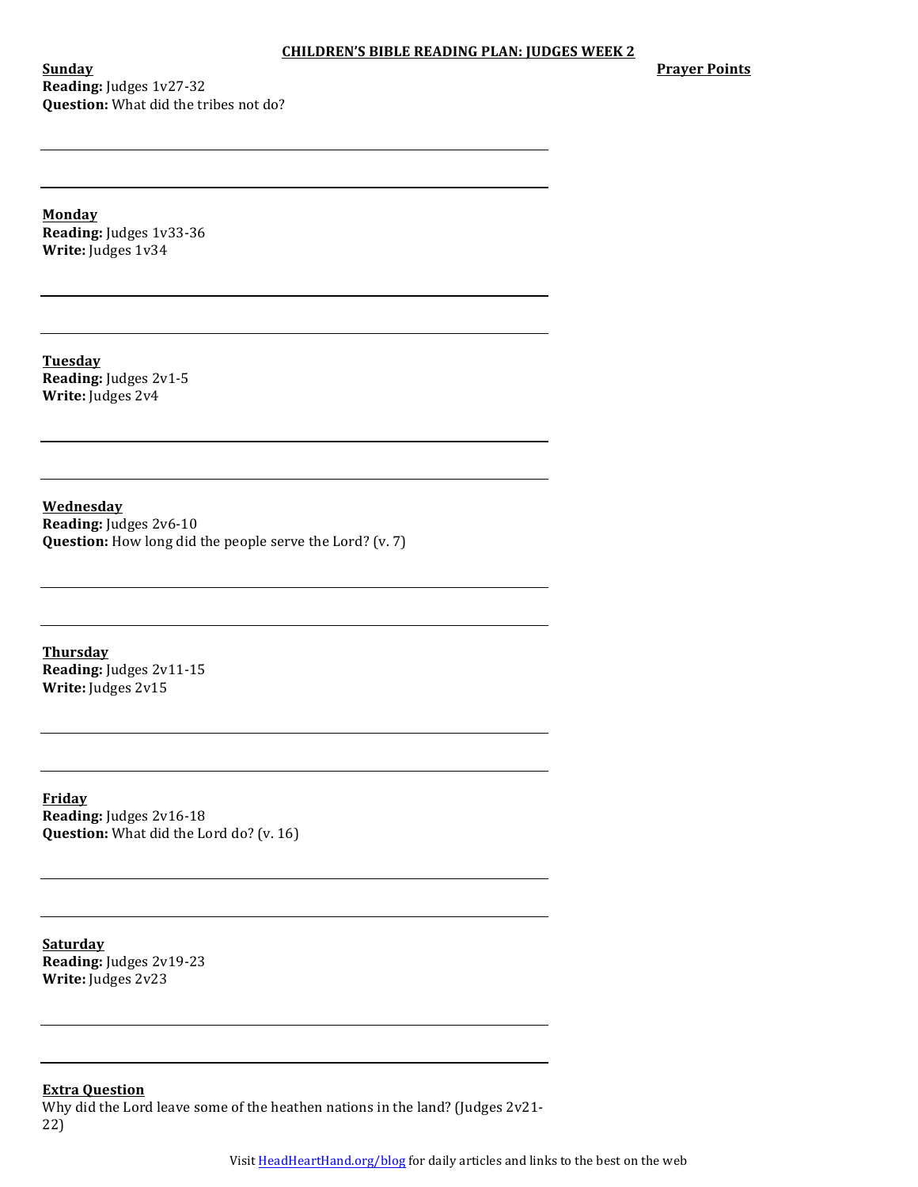**CHILDREN'S BIBLE READING PLAN: JUDGES WEEK 2**

**Prayer Points**

**Sunday**
**Reading:** Judges 1v27-32
**Question:** What did the tribes not do?

**Monday**
**Reading:** Judges 1v33-36
**Write:** Judges 1v34

**Tuesday**
**Reading:** Judges 2v1-5
**Write:** Judges 2v4

**Wednesday**
**Reading:** Judges 2v6-10
**Question:** How long did the people serve the Lord? (v. 7)

**Thursday**
**Reading:** Judges 2v11-15
**Write:** Judges 2v15

**Friday**
**Reading:** Judges 2v16-18
**Question:** What did the Lord do? (v. 16)

**Saturday**
**Reading:** Judges 2v19-23
**Write:** Judges 2v23

**Extra Question**
Why did the Lord leave some of the heathen nations in the land? (Judges 2v21-22)

Visit HeadHeartHand.org/blog for daily articles and links to the best on the web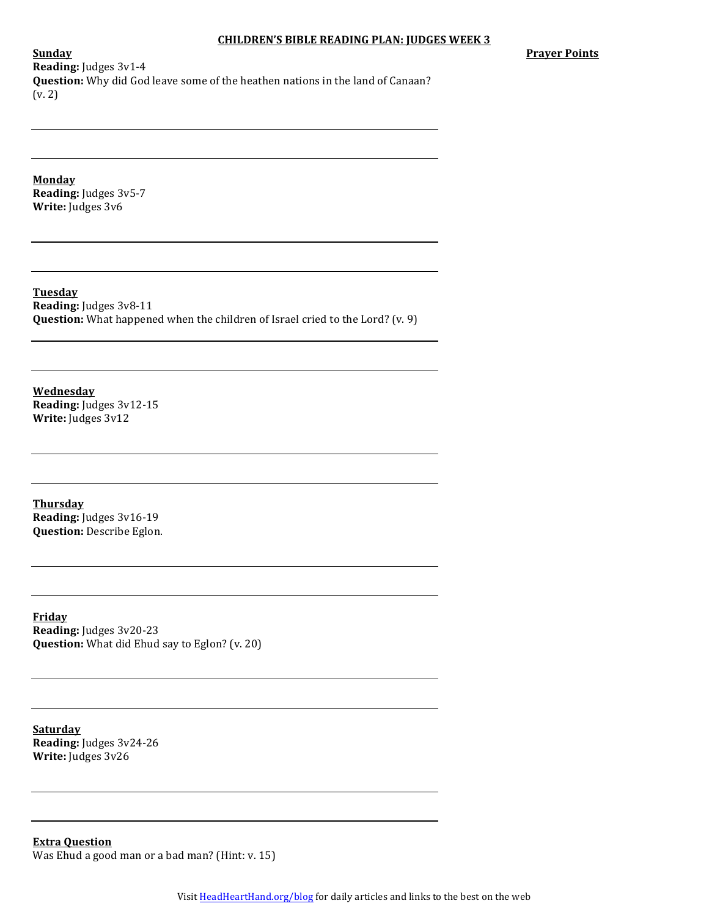# CHILDREN'S BIBLE READING PLAN: JUDGES WEEK 3

**Prayer Points**

**Sunday**
**Reading:** Judges 3v1-4
**Question:** Why did God leave some of the heathen nations in the land of Canaan? (v. 2)

**Monday**
**Reading:** Judges 3v5-7
**Write:** Judges 3v6

**Tuesday**
**Reading:** Judges 3v8-11
**Question:** What happened when the children of Israel cried to the Lord? (v. 9)

**Wednesday**
**Reading:** Judges 3v12-15
**Write:** Judges 3v12

**Thursday**
**Reading:** Judges 3v16-19
**Question:** Describe Eglon.

**Friday**
**Reading:** Judges 3v20-23
**Question:** What did Ehud say to Eglon? (v. 20)

**Saturday**
**Reading:** Judges 3v24-26
**Write:** Judges 3v26

**Extra Question**
Was Ehud a good man or a bad man? (Hint: v. 15)

Visit [HeadHeartHand.org/blog](HeadHeartHand.org/blog) for daily articles and links to the best on the web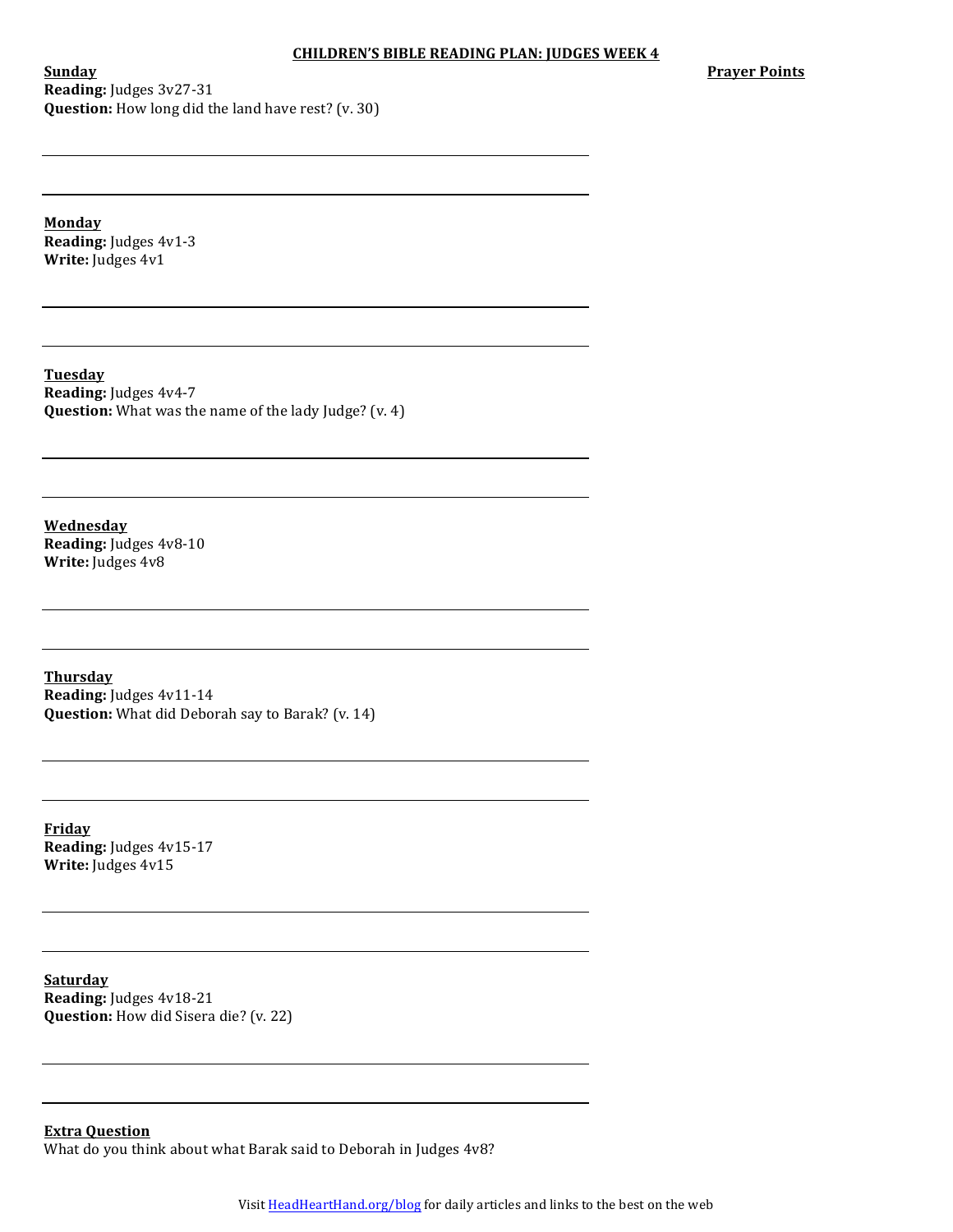# CHILDREN'S BIBLE READING PLAN: JUDGES WEEK 4

**Prayer Points**

**Sunday**
**Reading:** Judges 3v27-31
**Question:** How long did the land have rest? (v. 30)

---

---

**Monday**
**Reading:** Judges 4v1-3
**Write:** Judges 4v1

---

---

**Tuesday**
**Reading:** Judges 4v4-7
**Question:** What was the name of the lady Judge? (v. 4)

---

---

**Wednesday**
**Reading:** Judges 4v8-10
**Write:** Judges 4v8

---

---

**Thursday**
**Reading:** Judges 4v11-14
**Question:** What did Deborah say to Barak? (v. 14)

---

---

**Friday**
**Reading:** Judges 4v15-17
**Write:** Judges 4v15

---

---

**Saturday**
**Reading:** Judges 4v18-21
**Question:** How did Sisera die? (v. 22)

---

---

**Extra Question**
What do you think about what Barak said to Deborah in Judges 4v8?

Visit HeadHeartHand.org/blog for daily articles and links to the best on the web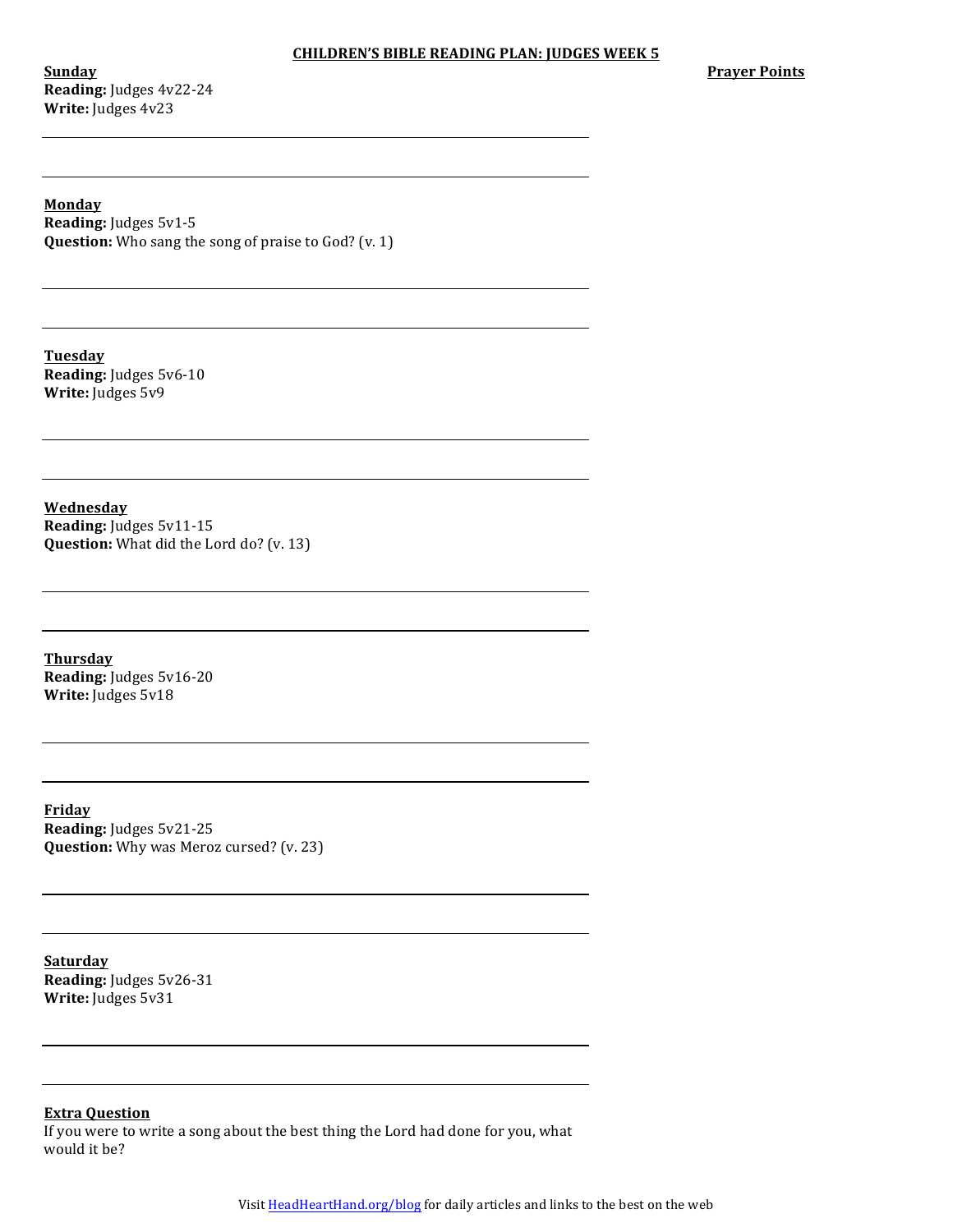**CHILDREN'S BIBLE READING PLAN: JUDGES WEEK 5**

**Prayer Points**

**Sunday**
**Reading:** Judges 4v22-24
**Write:** Judges 4v23

**Monday**
**Reading:** Judges 5v1-5
**Question:** Who sang the song of praise to God? (v. 1)

**Tuesday**
**Reading:** Judges 5v6-10
**Write:** Judges 5v9

**Wednesday**
**Reading:** Judges 5v11-15
**Question:** What did the Lord do? (v. 13)

**Thursday**
**Reading:** Judges 5v16-20
**Write:** Judges 5v18

**Friday**
**Reading:** Judges 5v21-25
**Question:** Why was Meroz cursed? (v. 23)

**Saturday**
**Reading:** Judges 5v26-31
**Write:** Judges 5v31

**Extra Question**
If you were to write a song about the best thing the Lord had done for you, what would it be?

Visit HeadHeartHand.org/blog for daily articles and links to the best on the web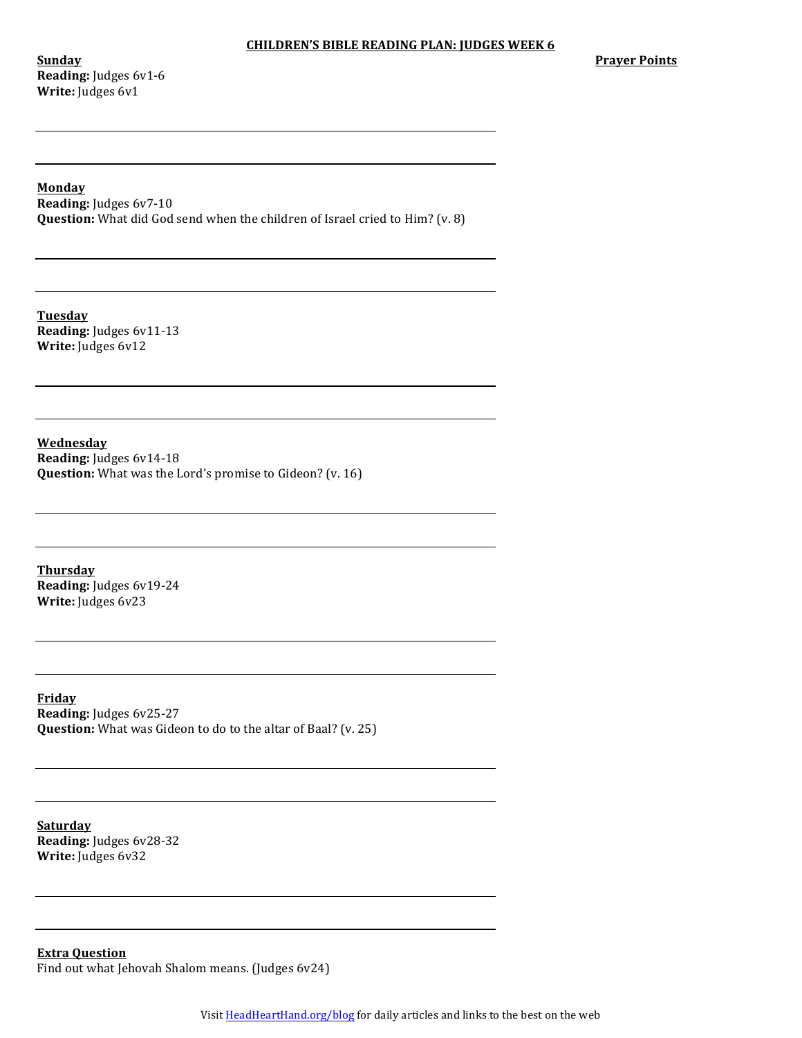**CHILDREN'S BIBLE READING PLAN: JUDGES WEEK 6**

**Prayer Points**

**Sunday**
**Reading:** Judges 6v1-6
**Write:** Judges 6v1

**Monday**
**Reading:** Judges 6v7-10
**Question:** What did God send when the children of Israel cried to Him? (v. 8)

**Tuesday**
**Reading:** Judges 6v11-13
**Write:** Judges 6v12

**Wednesday**
**Reading:** Judges 6v14-18
**Question:** What was the Lord's promise to Gideon? (v. 16)

**Thursday**
**Reading:** Judges 6v19-24
**Write:** Judges 6v23

**Friday**
**Reading:** Judges 6v25-27
**Question:** What was Gideon to do to the altar of Baal? (v. 25)

**Saturday**
**Reading:** Judges 6v28-32
**Write:** Judges 6v32

**Extra Question**
Find out what Jehovah Shalom means. (Judges 6v24)

Visit HeadHeartHand.org/blog for daily articles and links to the best on the web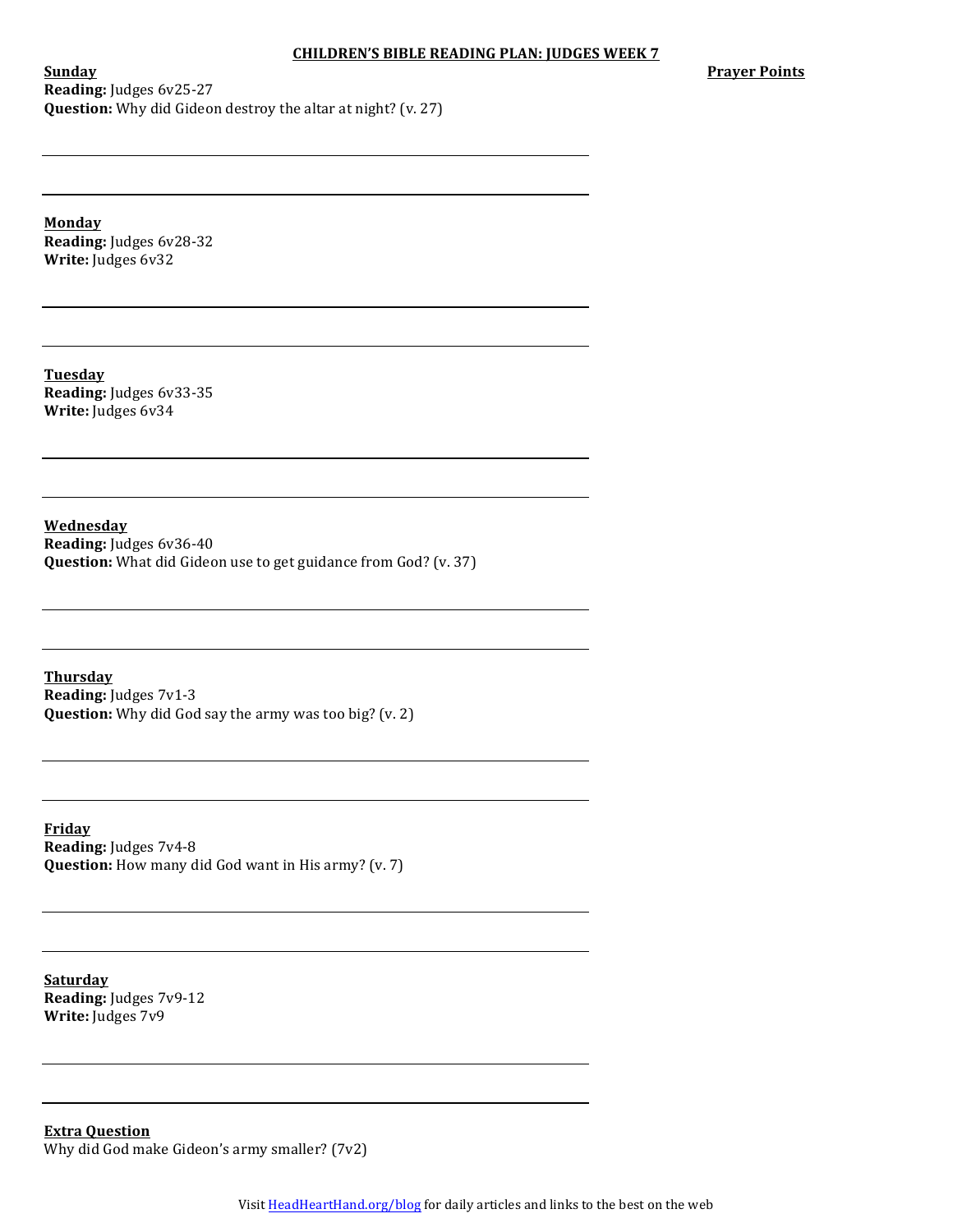# CHILDREN'S BIBLE READING PLAN: JUDGES WEEK 7

**Prayer Points**

**Sunday**
**Reading:** Judges 6v25-27
**Question:** Why did Gideon destroy the altar at night? (v. 27)

**Monday**
**Reading:** Judges 6v28-32
**Write:** Judges 6v32

**Tuesday**
**Reading:** Judges 6v33-35
**Write:** Judges 6v34

**Wednesday**
**Reading:** Judges 6v36-40
**Question:** What did Gideon use to get guidance from God? (v. 37)

**Thursday**
**Reading:** Judges 7v1-3
**Question:** Why did God say the army was too big? (v. 2)

**Friday**
**Reading:** Judges 7v4-8
**Question:** How many did God want in His army? (v. 7)

**Saturday**
**Reading:** Judges 7v9-12
**Write:** Judges 7v9

**Extra Question**
Why did God make Gideon's army smaller? (7v2)

Visit HeadHeartHand.org/blog for daily articles and links to the best on the web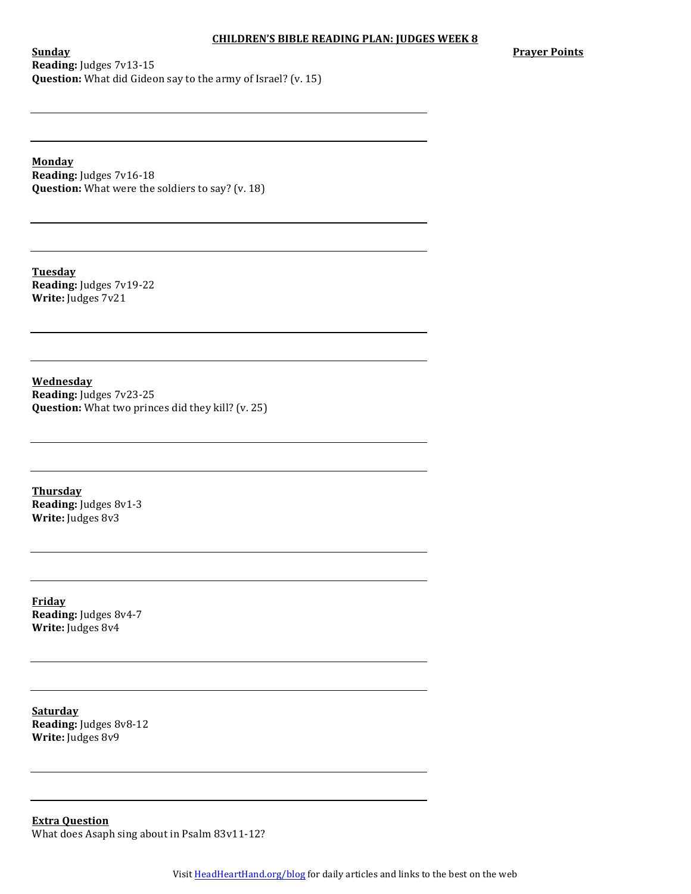# CHILDREN'S BIBLE READING PLAN: JUDGES WEEK 8

**Sunday**
**Reading:** Judges 7v13-15
**Question:** What did Gideon say to the army of Israel? (v. 15)

**Prayer Points**

**Monday**
**Reading:** Judges 7v16-18
**Question:** What were the soldiers to say? (v. 18)

**Tuesday**
**Reading:** Judges 7v19-22
**Write:** Judges 7v21

**Wednesday**
**Reading:** Judges 7v23-25
**Question:** What two princes did they kill? (v. 25)

**Thursday**
**Reading:** Judges 8v1-3
**Write:** Judges 8v3

**Friday**
**Reading:** Judges 8v4-7
**Write:** Judges 8v4

**Saturday**
**Reading:** Judges 8v8-12
**Write:** Judges 8v9

**Extra Question**
What does Asaph sing about in Psalm 83v11-12?

Visit HeadHeartHand.org/blog for daily articles and links to the best on the web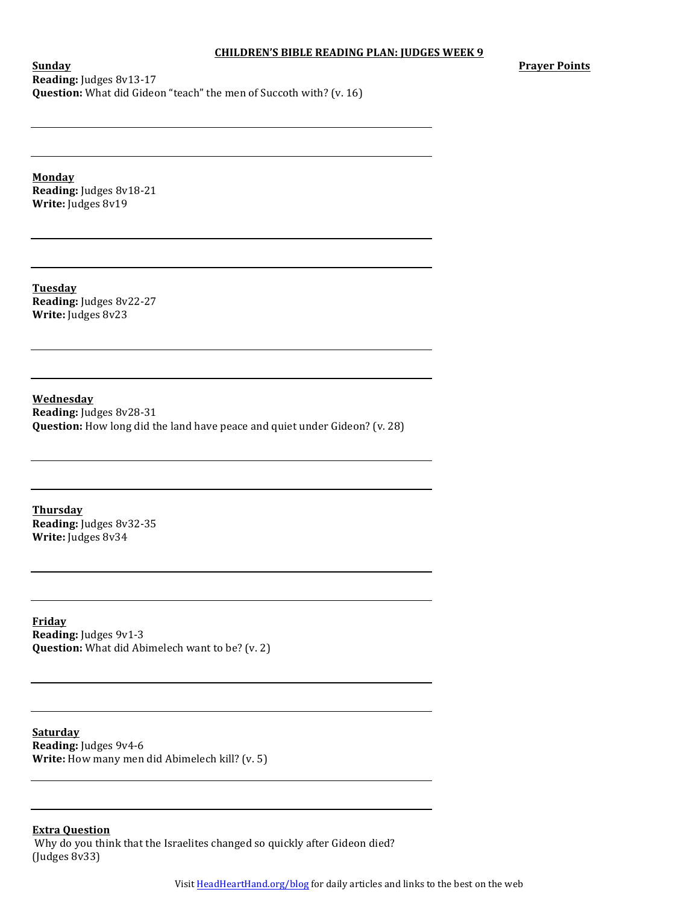# CHILDREN'S BIBLE READING PLAN: JUDGES WEEK 9

**Prayer Points**

**Sunday**
**Reading:** Judges 8v13-17
**Question:** What did Gideon "teach" the men of Succoth with? (v. 16)

**Monday**
**Reading:** Judges 8v18-21
**Write:** Judges 8v19

**Tuesday**
**Reading:** Judges 8v22-27
**Write:** Judges 8v23

**Wednesday**
**Reading:** Judges 8v28-31
**Question:** How long did the land have peace and quiet under Gideon? (v. 28)

**Thursday**
**Reading:** Judges 8v32-35
**Write:** Judges 8v34

**Friday**
**Reading:** Judges 9v1-3
**Question:** What did Abimelech want to be? (v. 2)

**Saturday**
**Reading:** Judges 9v4-6
**Write:** How many men did Abimelech kill? (v. 5)

**Extra Question**
Why do you think that the Israelites changed so quickly after Gideon died? (Judges 8v33)

Visit HeadHeartHand.org/blog for daily articles and links to the best on the web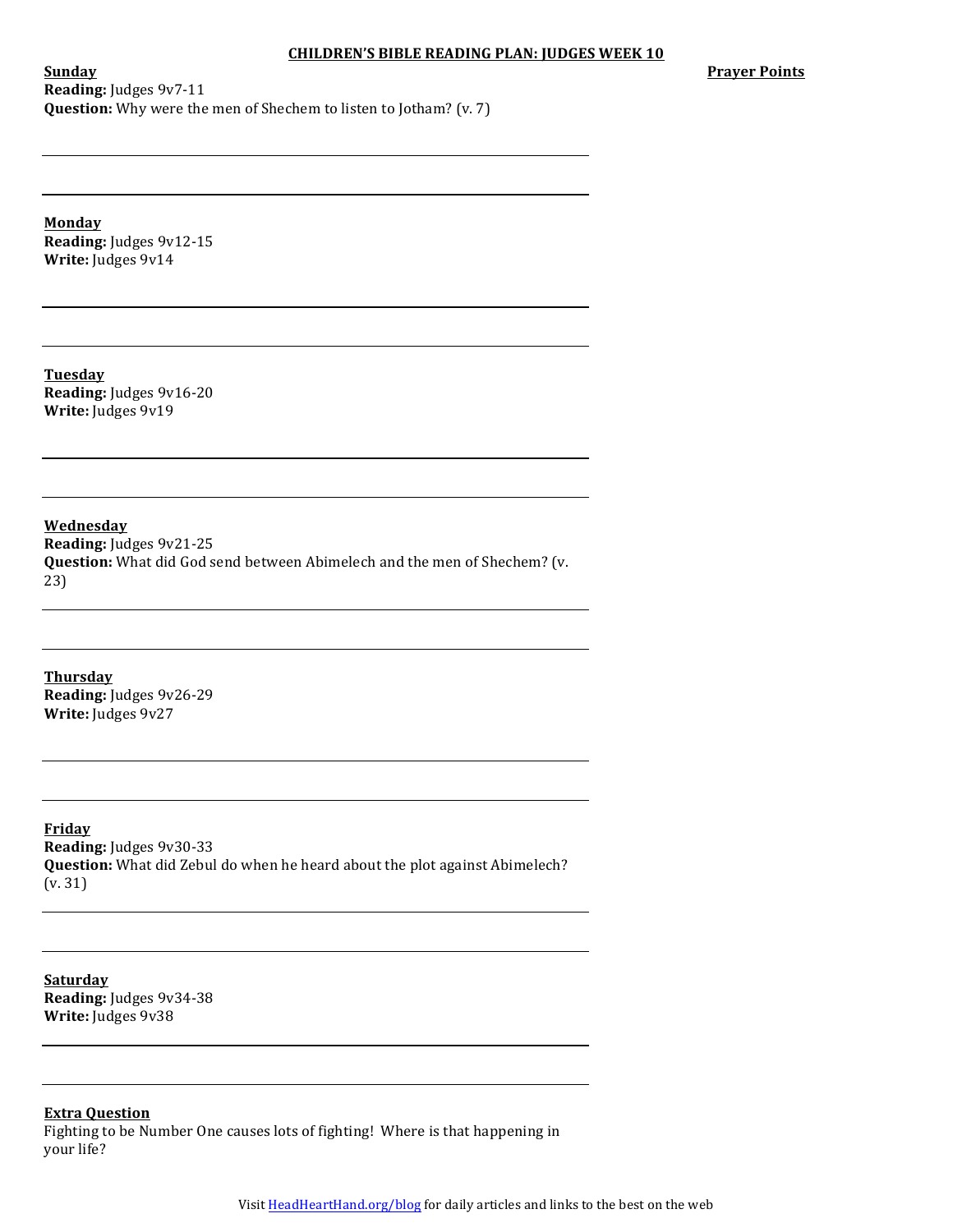## CHILDREN'S BIBLE READING PLAN: JUDGES WEEK 10

**Prayer Points**

**Sunday**
**Reading:** Judges 9v7-11
**Question:** Why were the men of Shechem to listen to Jotham? (v. 7)

**Monday**
**Reading:** Judges 9v12-15
**Write:** Judges 9v14

**Tuesday**
**Reading:** Judges 9v16-20
**Write:** Judges 9v19

**Wednesday**
**Reading:** Judges 9v21-25
**Question:** What did God send between Abimelech and the men of Shechem? (v. 23)

**Thursday**
**Reading:** Judges 9v26-29
**Write:** Judges 9v27

**Friday**
**Reading:** Judges 9v30-33
**Question:** What did Zebul do when he heard about the plot against Abimelech? (v. 31)

**Saturday**
**Reading:** Judges 9v34-38
**Write:** Judges 9v38

**Extra Question**
Fighting to be Number One causes lots of fighting! Where is that happening in your life?

Visit HeadHeartHand.org/blog for daily articles and links to the best on the web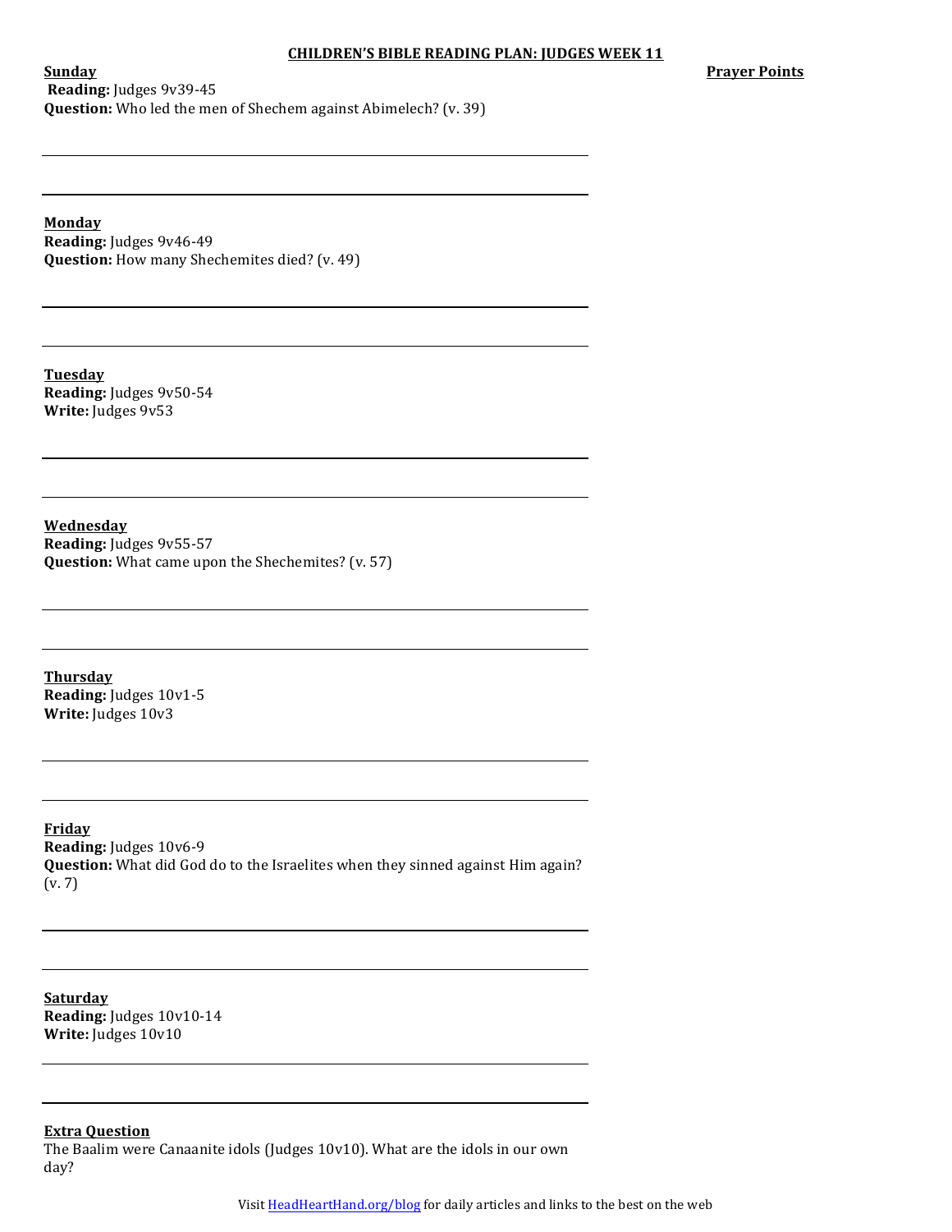# CHILDREN'S BIBLE READING PLAN: JUDGES WEEK 11

**Prayer Points**

**Sunday**
**Reading:** Judges 9v39-45
**Question:** Who led the men of Shechem against Abimelech? (v. 39)

**Monday**
**Reading:** Judges 9v46-49
**Question:** How many Shechemites died? (v. 49)

**Tuesday**
**Reading:** Judges 9v50-54
**Write:** Judges 9v53

**Wednesday**
**Reading:** Judges 9v55-57
**Question:** What came upon the Shechemites? (v. 57)

**Thursday**
**Reading:** Judges 10v1-5
**Write:** Judges 10v3

**Friday**
**Reading:** Judges 10v6-9
**Question:** What did God do to the Israelites when they sinned against Him again? (v. 7)

**Saturday**
**Reading:** Judges 10v10-14
**Write:** Judges 10v10

**Extra Question**
The Baalim were Canaanite idols (Judges 10v10). What are the idols in our own day?

Visit HeadHeartHand.org/blog for daily articles and links to the best on the web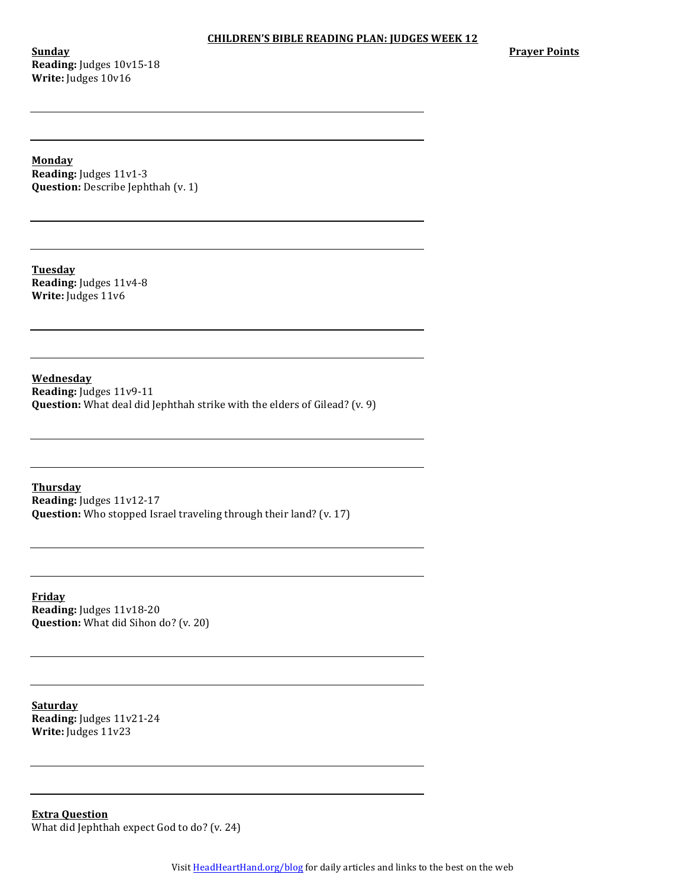# CHILDREN'S BIBLE READING PLAN: JUDGES WEEK 12

**Prayer Points**

**Sunday**
**Reading:** Judges 10v15-18
**Write:** Judges 10v16

**Monday**
**Reading:** Judges 11v1-3
**Question:** Describe Jephthah (v. 1)

**Tuesday**
**Reading:** Judges 11v4-8
**Write:** Judges 11v6

**Wednesday**
**Reading:** Judges 11v9-11
**Question:** What deal did Jephthah strike with the elders of Gilead? (v. 9)

**Thursday**
**Reading:** Judges 11v12-17
**Question:** Who stopped Israel traveling through their land? (v. 17)

**Friday**
**Reading:** Judges 11v18-20
**Question:** What did Sihon do? (v. 20)

**Saturday**
**Reading:** Judges 11v21-24
**Write:** Judges 11v23

**Extra Question**
What did Jephthah expect God to do? (v. 24)

Visit HeadHeartHand.org/blog for daily articles and links to the best on the web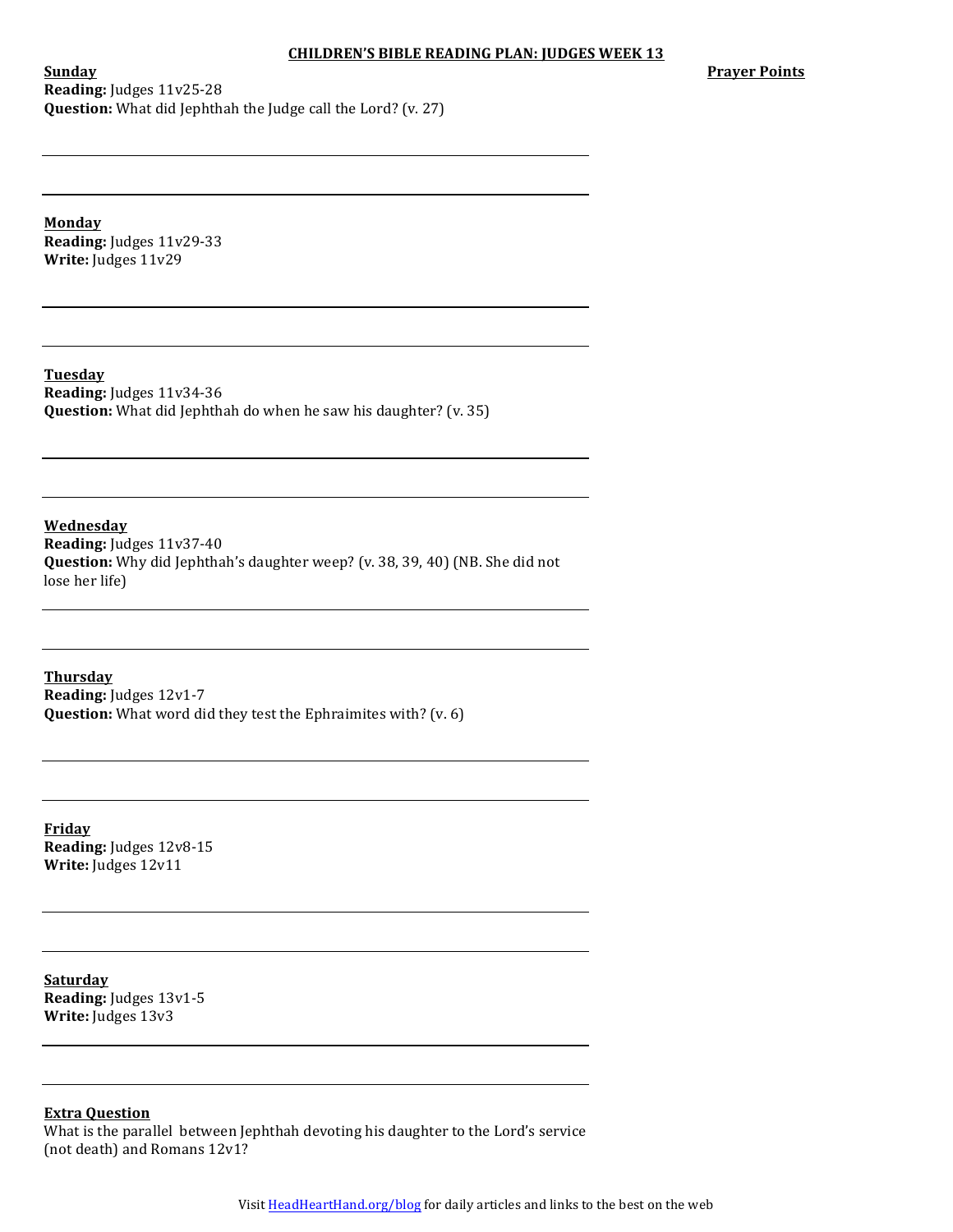# CHILDREN'S BIBLE READING PLAN: JUDGES WEEK 13

**Prayer Points**

**Sunday**
**Reading:** Judges 11v25-28
**Question:** What did Jephthah the Judge call the Lord? (v. 27)

**Monday**
**Reading:** Judges 11v29-33
**Write:** Judges 11v29

**Tuesday**
**Reading:** Judges 11v34-36
**Question:** What did Jephthah do when he saw his daughter? (v. 35)

**Wednesday**
**Reading:** Judges 11v37-40
**Question:** Why did Jephthah's daughter weep? (v. 38, 39, 40) (NB. She did not lose her life)

**Thursday**
**Reading:** Judges 12v1-7
**Question:** What word did they test the Ephraimites with? (v. 6)

**Friday**
**Reading:** Judges 12v8-15
**Write:** Judges 12v11

**Saturday**
**Reading:** Judges 13v1-5
**Write:** Judges 13v3

**Extra Question**
What is the parallel between Jephthah devoting his daughter to the Lord's service (not death) and Romans 12v1?

Visit HeadHeartHand.org/blog for daily articles and links to the best on the web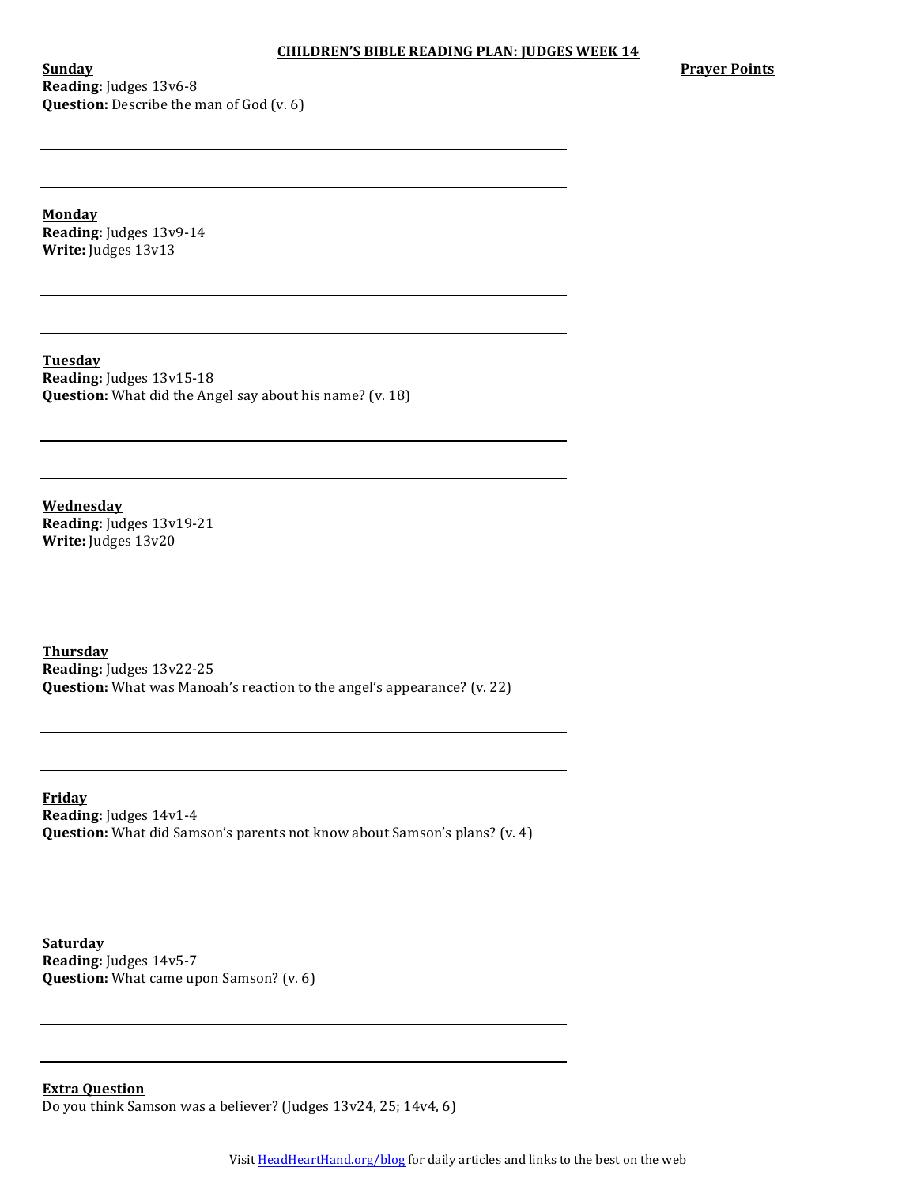# CHILDREN'S BIBLE READING PLAN: JUDGES WEEK 14

**Prayer Points**

**Sunday**
**Reading:** Judges 13v6-8
**Question:** Describe the man of God (v. 6)

**Monday**
**Reading:** Judges 13v9-14
**Write:** Judges 13v13

**Tuesday**
**Reading:** Judges 13v15-18
**Question:** What did the Angel say about his name? (v. 18)

**Wednesday**
**Reading:** Judges 13v19-21
**Write:** Judges 13v20

**Thursday**
**Reading:** Judges 13v22-25
**Question:** What was Manoah's reaction to the angel's appearance? (v. 22)

**Friday**
**Reading:** Judges 14v1-4
**Question:** What did Samson's parents not know about Samson's plans? (v. 4)

**Saturday**
**Reading:** Judges 14v5-7
**Question:** What came upon Samson? (v. 6)

**Extra Question**
Do you think Samson was a believer? (Judges 13v24, 25; 14v4, 6)

Visit HeadHeartHand.org/blog for daily articles and links to the best on the web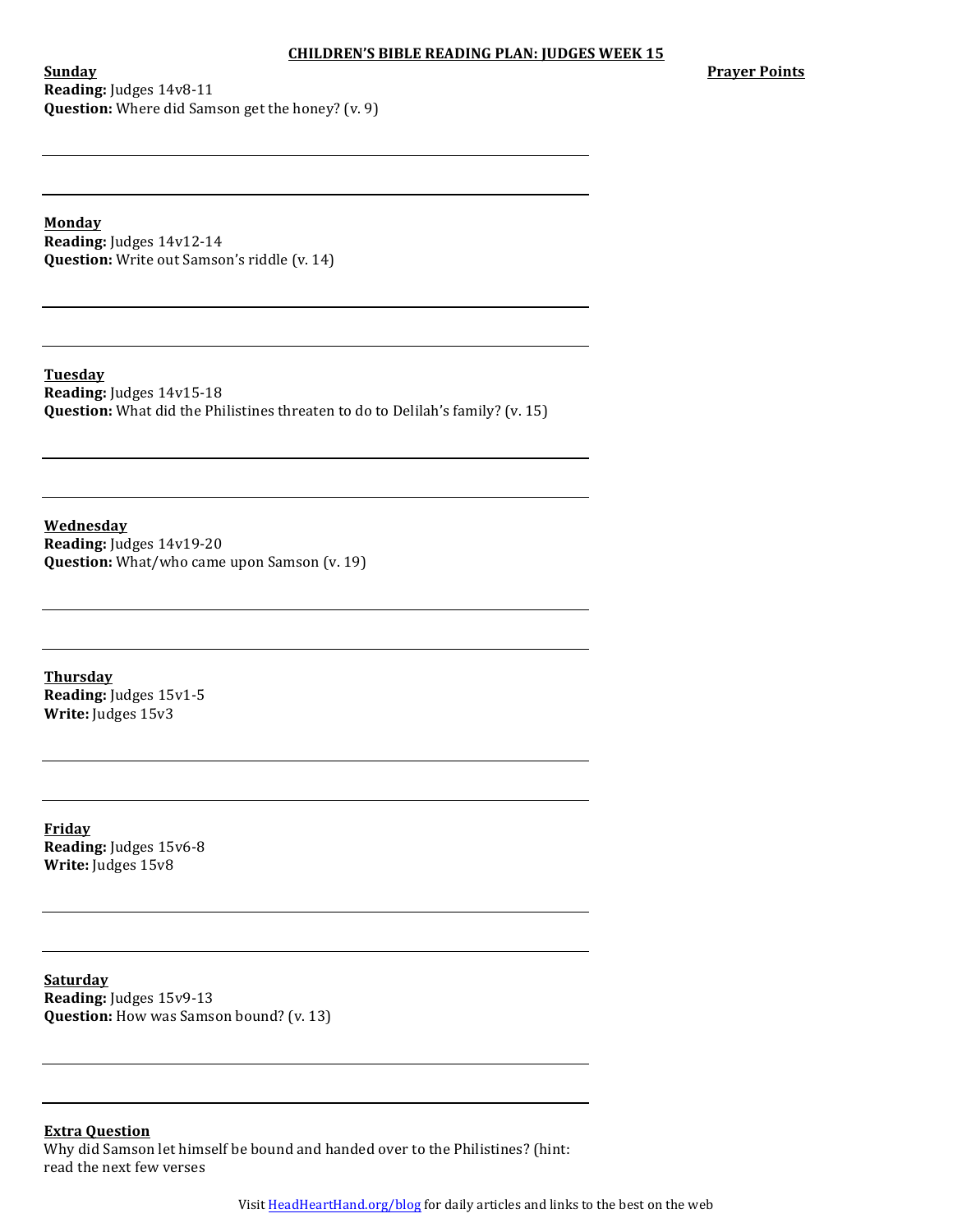# CHILDREN'S BIBLE READING PLAN: JUDGES WEEK 15

**Prayer Points**

**Sunday**
**Reading:** Judges 14v8-11
**Question:** Where did Samson get the honey? (v. 9)

**Monday**
**Reading:** Judges 14v12-14
**Question:** Write out Samson's riddle (v. 14)

**Tuesday**
**Reading:** Judges 14v15-18
**Question:** What did the Philistines threaten to do to Delilah's family? (v. 15)

**Wednesday**
**Reading:** Judges 14v19-20
**Question:** What/who came upon Samson (v. 19)

**Thursday**
**Reading:** Judges 15v1-5
**Write:** Judges 15v3

**Friday**
**Reading:** Judges 15v6-8
**Write:** Judges 15v8

**Saturday**
**Reading:** Judges 15v9-13
**Question:** How was Samson bound? (v. 13)

**Extra Question**
Why did Samson let himself be bound and handed over to the Philistines? (hint: read the next few verses

Visit HeadHeartHand.org/blog for daily articles and links to the best on the web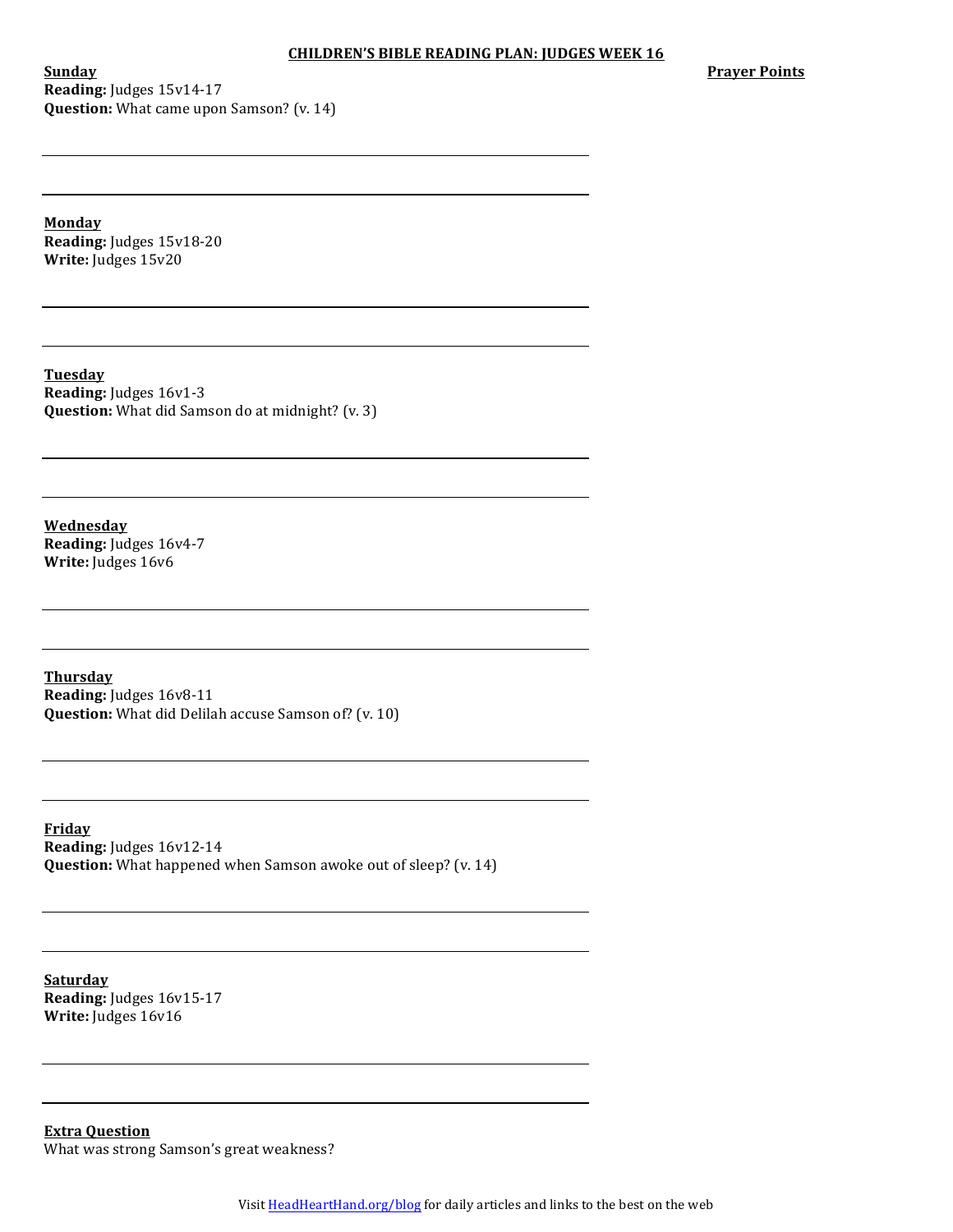**CHILDREN'S BIBLE READING PLAN: JUDGES WEEK 16**

**Prayer Points**

**Sunday**
**Reading:** Judges 15v14-17
**Question:** What came upon Samson? (v. 14)

**Monday**
**Reading:** Judges 15v18-20
**Write:** Judges 15v20

**Tuesday**
**Reading:** Judges 16v1-3
**Question:** What did Samson do at midnight? (v. 3)

**Wednesday**
**Reading:** Judges 16v4-7
**Write:** Judges 16v6

**Thursday**
**Reading:** Judges 16v8-11
**Question:** What did Delilah accuse Samson of? (v. 10)

**Friday**
**Reading:** Judges 16v12-14
**Question:** What happened when Samson awoke out of sleep? (v. 14)

**Saturday**
**Reading:** Judges 16v15-17
**Write:** Judges 16v16

**Extra Question**
What was strong Samson's great weakness?

Visit HeadHeartHand.org/blog for daily articles and links to the best on the web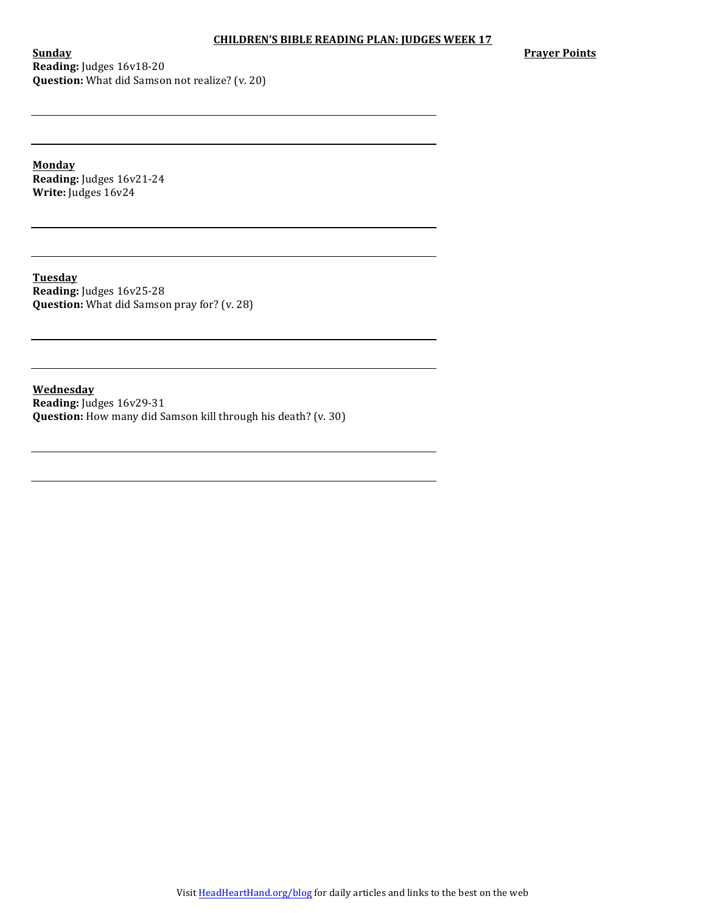**CHILDREN'S BIBLE READING PLAN: JUDGES WEEK 17**

**Prayer Points**

**Sunday**
**Reading:** Judges 16v18-20
**Question:** What did Samson not realize? (v. 20)

**Monday**
**Reading:** Judges 16v21-24
**Write:** Judges 16v24

**Tuesday**
**Reading:** Judges 16v25-28
**Question:** What did Samson pray for? (v. 28)

**Wednesday**
**Reading:** Judges 16v29-31
**Question:** How many did Samson kill through his death? (v. 30)

Visit [HeadHeartHand.org/blog](HeadHeartHand.org/blog) for daily articles and links to the best on the web